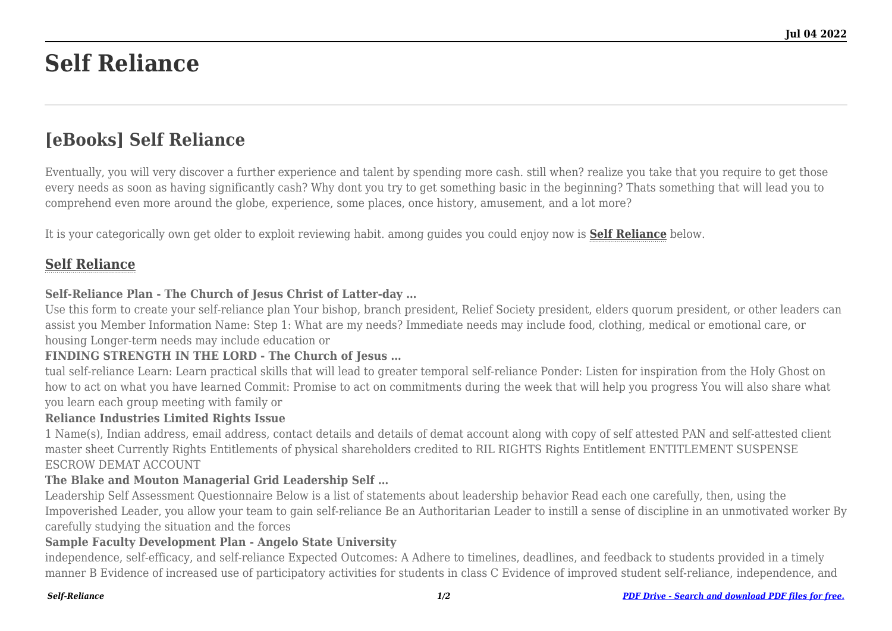# Self Reliance

## [eBooks] Self Reliance

Eventually, you will very discover a further experience and talent by spending more cash. still when? realize you take that you require to get those every needs as soon as having significantly cash? Why dont you try to get something basic in the beginning? Thats something that will lead you to comprehend even more around the globe, experience, some places, once history, amusement, and a lot more?

It is your categorically own get older to exploit reviewing habit. among guides you could enjoy now is **Self Reliance** below.

### Self Reliance

**Self-Reliance Plan - The Church of Jesus Christ of Latter-day …**

Use this form to create your self-reliance plan Your bishop, branch president, Relief Society president, elders quorum president, or other leaders can assist you Member Information Name: Step 1: What are my needs? Immediate needs may include food, clothing, medical or emotional care, or housing Longer-term needs may include education or

**FINDING STRENGTH IN THE LORD - The Church of Jesus …**

tual self-reliance Learn: Learn practical skills that will lead to greater temporal self-reliance Ponder: Listen for inspiration from the Holy Ghost on how to act on what you have learned Commit: Promise to act on commitments during the week that will help you progress You will also share what you learn each group meeting with family or

**Reliance Industries Limited Rights Issue**

1 Name(s), Indian address, email address, contact details and details of demat account along with copy of self attested PAN and self-attested client master sheet Currently Rights Entitlements of physical shareholders credited to RIL RIGHTS Rights Entitlement ENTITLEMENT SUSPENSE ESCROW DEMAT ACCOUNT

**The Blake and Mouton Managerial Grid Leadership Self …**

Leadership Self Assessment Questionnaire Below is a list of statements about leadership behavior Read each one carefully, then, using the Impoverished Leader, you allow your team to gain self-reliance Be an Authoritarian Leader to instill a sense of discipline in an unmotivated worker By carefully studying the situation and the forces

**Sample Faculty Development Plan - Angelo State University**

independence, self-efficacy, and self-reliance Expected Outcomes: A Adhere to timelines, deadlines, and feedback to students provided in a timely manner B Evidence of increased use of participatory activities for students in class C Evidence of improved student self-reliance, independence, and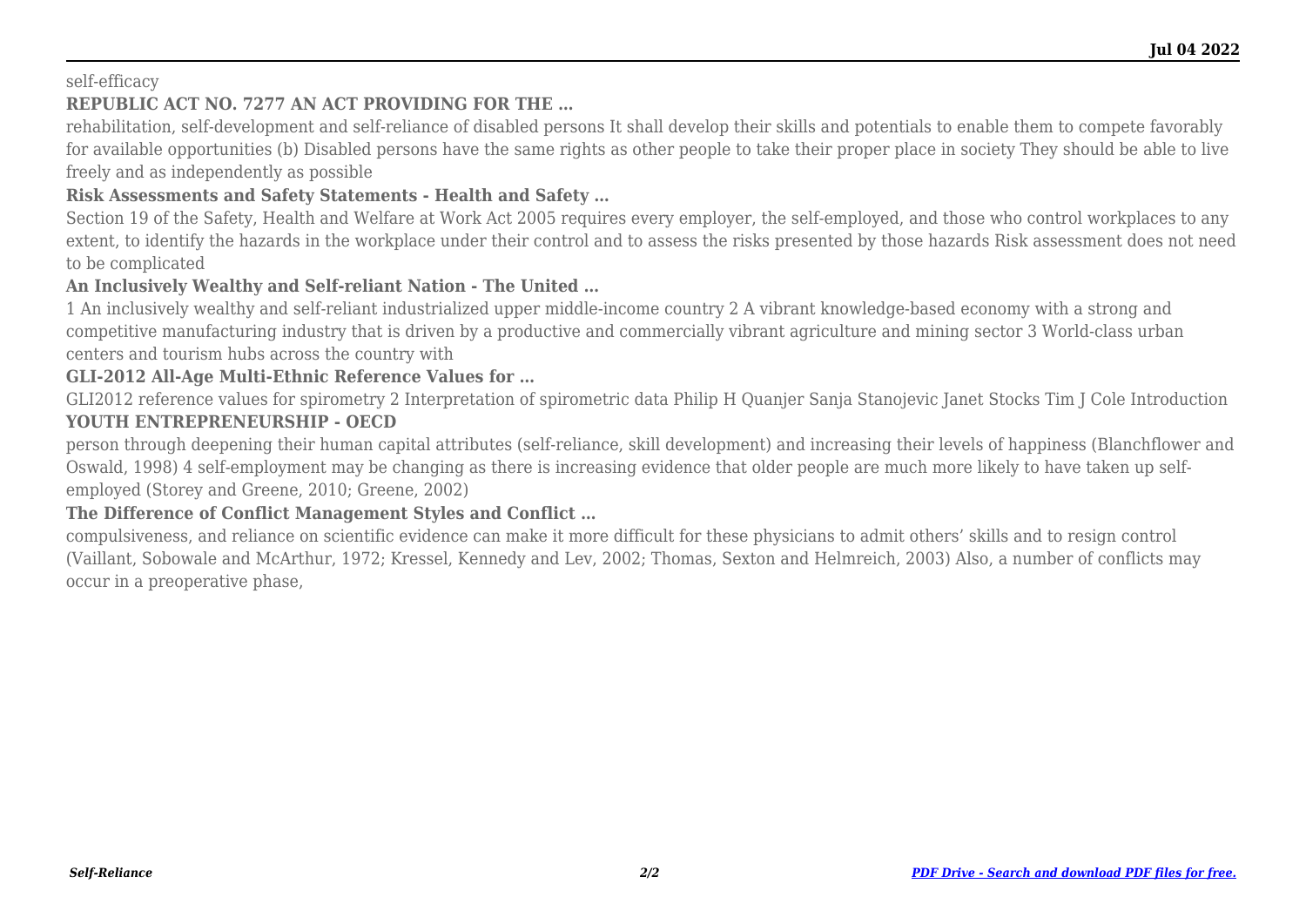self-efficacy

**REPUBLIC ACT NO. 7277 AN ACT PROVIDING FOR THE …**

rehabilitation, self-development and self-reliance of disabled persons It shall develop their skills and potentials to enable them to compete favorably for available opportunities (b) Disabled persons have the same rights as other people to take their proper place in society They should be able to live freely and as independently as possible

**Risk Assessments and Safety Statements - Health and Safety …**

Section 19 of the Safety, Health and Welfare at Work Act 2005 requires every employer, the self-employed, and those who control workplaces to any extent, to identify the hazards in the workplace under their control and to assess the risks presented by those hazards Risk assessment does not need to be complicated

**An Inclusively Wealthy and Self-reliant Nation - The United …**

1 An inclusively wealthy and self-reliant industrialized upper middle-income country 2 A vibrant knowledge-based economy with a strong and competitive manufacturing industry that is driven by a productive and commercially vibrant agriculture and mining sector 3 World-class urban centers and tourism hubs across the country with

**GLI-2012 All-Age Multi-Ethnic Reference Values for …**

GLI2012 reference values for spirometry 2 Interpretation of spirometric data Philip H Quanjer Sanja Stanojevic Janet Stocks Tim J Cole Introduction

**YOUTH ENTREPRENEURSHIP - OECD**

person through deepening their human capital attributes (self-reliance, skill development) and increasing their levels of happiness (Blanchflower and Oswald, 1998) 4 self-employment may be changing as there is increasing evidence that older people are much more likely to have taken up self-employed (Storey and Greene, 2010; Greene, 2002)

**The Difference of Conflict Management Styles and Conflict …**

compulsiveness, and reliance on scientific evidence can make it more difficult for these physicians to admit others' skills and to resign control (Vaillant, Sobowale and McArthur, 1972; Kressel, Kennedy and Lev, 2002; Thomas, Sexton and Helmreich, 2003) Also, a number of conflicts may occur in a preoperative phase,